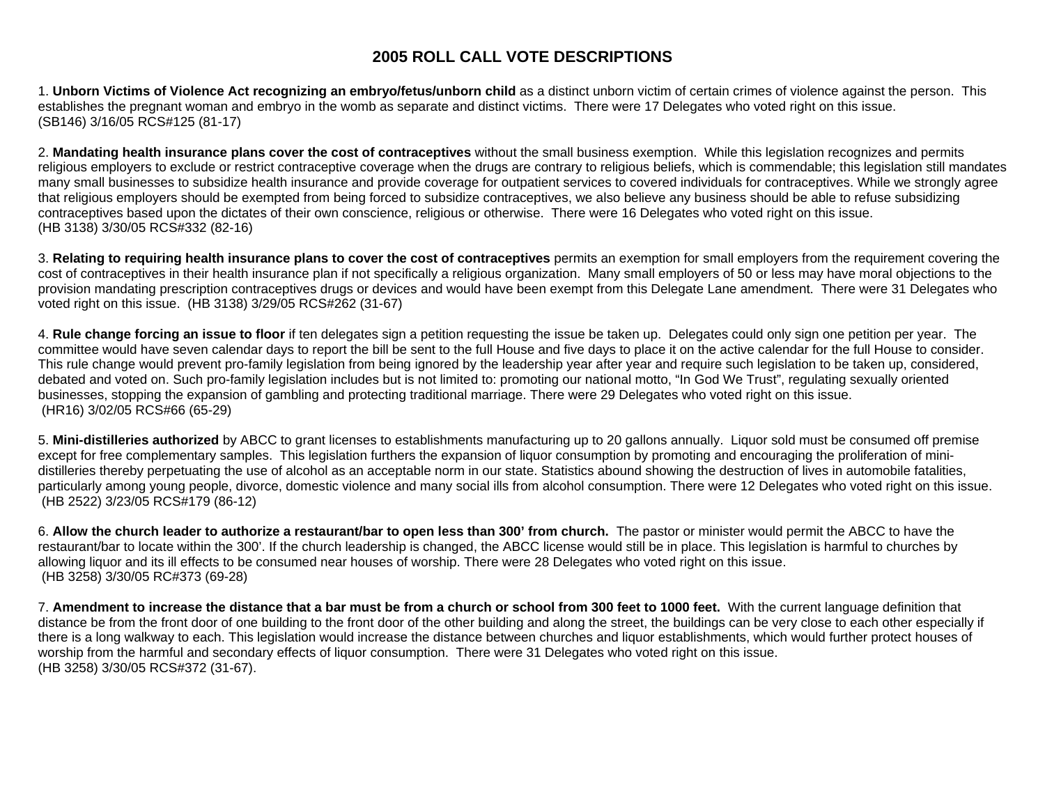# 2005 ROLL CALL VOTE DESCRIPTIONS

1. **Unborn Victims of Violence Act recognizing an embryo/fetus/unborn child** as a distinct unborn victim of certain crimes of violence against the person. This establishes the pregnant woman and embryo in the womb as separate and distinct victims. There were 17 Delegates who voted right on this issue.
(SB146) 3/16/05 RCS#125 (81-17)

2. **Mandating health insurance plans cover the cost of contraceptives** without the small business exemption. While this legislation recognizes and permits religious employers to exclude or restrict contraceptive coverage when the drugs are contrary to religious beliefs, which is commendable; this legislation still mandates many small businesses to subsidize health insurance and provide coverage for outpatient services to covered individuals for contraceptives. While we strongly agree that religious employers should be exempted from being forced to subsidize contraceptives, we also believe any business should be able to refuse subsidizing contraceptives based upon the dictates of their own conscience, religious or otherwise. There were 16 Delegates who voted right on this issue.
(HB 3138) 3/30/05 RCS#332 (82-16)

3. **Relating to requiring health insurance plans to cover the cost of contraceptives** permits an exemption for small employers from the requirement covering the cost of contraceptives in their health insurance plan if not specifically a religious organization. Many small employers of 50 or less may have moral objections to the provision mandating prescription contraceptives drugs or devices and would have been exempt from this Delegate Lane amendment. There were 31 Delegates who voted right on this issue. (HB 3138) 3/29/05 RCS#262 (31-67)

4. **Rule change forcing an issue to floor** if ten delegates sign a petition requesting the issue be taken up. Delegates could only sign one petition per year. The committee would have seven calendar days to report the bill be sent to the full House and five days to place it on the active calendar for the full House to consider. This rule change would prevent pro-family legislation from being ignored by the leadership year after year and require such legislation to be taken up, considered, debated and voted on. Such pro-family legislation includes but is not limited to: promoting our national motto, “In God We Trust”, regulating sexually oriented businesses, stopping the expansion of gambling and protecting traditional marriage. There were 29 Delegates who voted right on this issue.
(HR16) 3/02/05 RCS#66 (65-29)

5. **Mini-distilleries authorized** by ABCC to grant licenses to establishments manufacturing up to 20 gallons annually. Liquor sold must be consumed off premise except for free complementary samples. This legislation furthers the expansion of liquor consumption by promoting and encouraging the proliferation of mini-distilleries thereby perpetuating the use of alcohol as an acceptable norm in our state. Statistics abound showing the destruction of lives in automobile fatalities, particularly among young people, divorce, domestic violence and many social ills from alcohol consumption. There were 12 Delegates who voted right on this issue.
(HB 2522) 3/23/05 RCS#179 (86-12)

6. **Allow the church leader to authorize a restaurant/bar to open less than 300’ from church.** The pastor or minister would permit the ABCC to have the restaurant/bar to locate within the 300’. If the church leadership is changed, the ABCC license would still be in place. This legislation is harmful to churches by allowing liquor and its ill effects to be consumed near houses of worship. There were 28 Delegates who voted right on this issue.
(HB 3258) 3/30/05 RC#373 (69-28)

7. **Amendment to increase the distance that a bar must be from a church or school from 300 feet to 1000 feet.** With the current language definition that distance be from the front door of one building to the front door of the other building and along the street, the buildings can be very close to each other especially if there is a long walkway to each. This legislation would increase the distance between churches and liquor establishments, which would further protect houses of worship from the harmful and secondary effects of liquor consumption. There were 31 Delegates who voted right on this issue.
(HB 3258) 3/30/05 RCS#372 (31-67).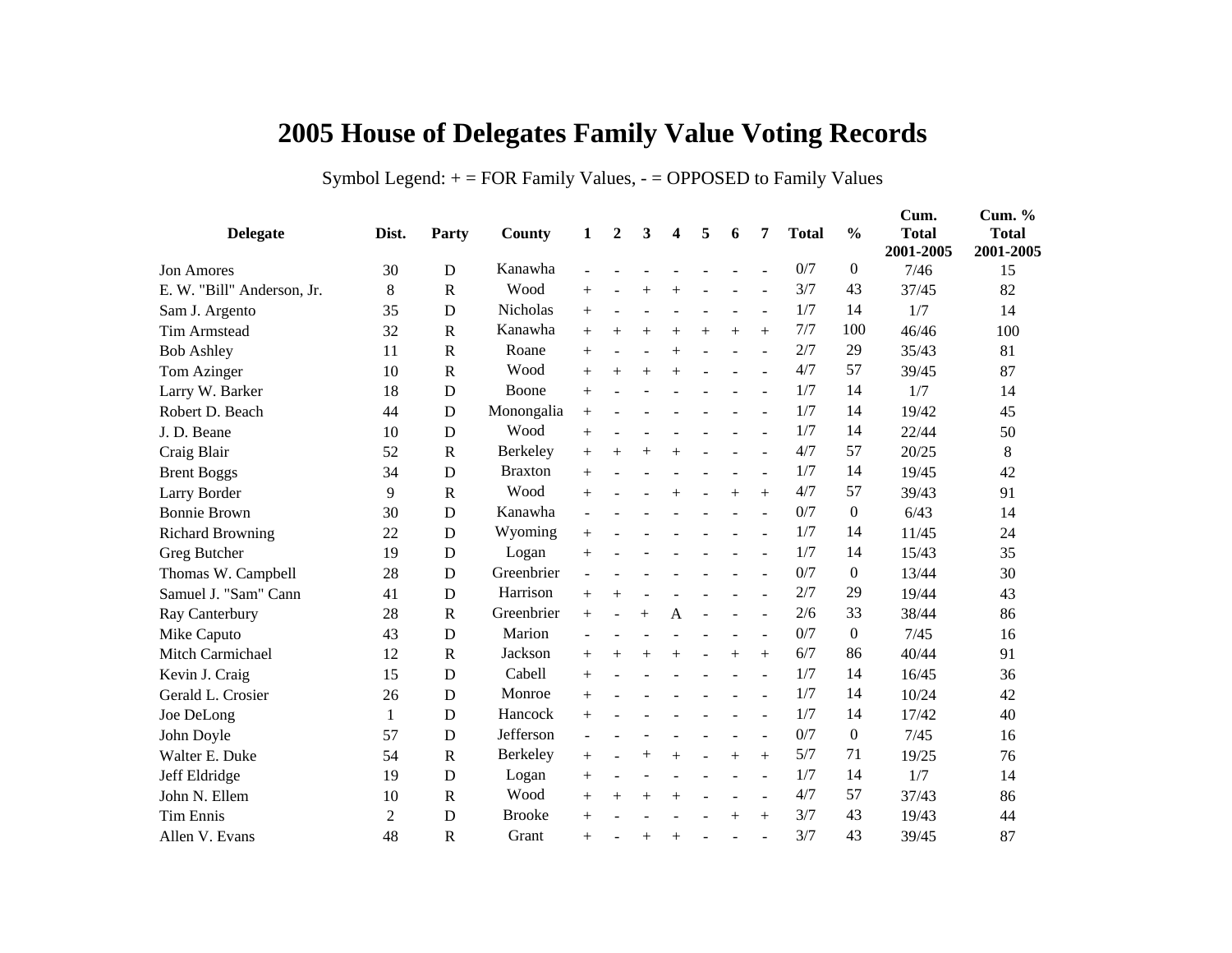# 2005 House of Delegates Family Value Voting Records

Symbol Legend: + = FOR Family Values, - = OPPOSED to Family Values

| Delegate | Dist. | Party | County | 1 | 2 | 3 | 4 | 5 | 6 | 7 | Total | % | Cum. Total 2001-2005 | Cum. % Total 2001-2005 |
|---|---|---|---|---|---|---|---|---|---|---|---|---|---|---|
| Jon Amores | 30 | D | Kanawha | - | - | - | - | - | - | - | 0/7 | 0 | 7/46 | 15 |
| E. W. "Bill" Anderson, Jr. | 8 | R | Wood | + | - | + | + | - | - | - | 3/7 | 43 | 37/45 | 82 |
| Sam J. Argento | 35 | D | Nicholas | + | - | - | - | - | - | - | 1/7 | 14 | 1/7 | 14 |
| Tim Armstead | 32 | R | Kanawha | + | + | + | + | + | + | + | 7/7 | 100 | 46/46 | 100 |
| Bob Ashley | 11 | R | Roane | + | - | - | + | - | - | - | 2/7 | 29 | 35/43 | 81 |
| Tom Azinger | 10 | R | Wood | + | + | + | + | - | - | - | 4/7 | 57 | 39/45 | 87 |
| Larry W. Barker | 18 | D | Boone | + | - | - | - | - | - | - | 1/7 | 14 | 1/7 | 14 |
| Robert D. Beach | 44 | D | Monongalia | + | - | - | - | - | - | - | 1/7 | 14 | 19/42 | 45 |
| J. D. Beane | 10 | D | Wood | + | - | - | - | - | - | - | 1/7 | 14 | 22/44 | 50 |
| Craig Blair | 52 | R | Berkeley | + | + | + | + | - | - | - | 4/7 | 57 | 20/25 | 8 |
| Brent Boggs | 34 | D | Braxton | + | - | - | - | - | - | - | 1/7 | 14 | 19/45 | 42 |
| Larry Border | 9 | R | Wood | + | - | - | + | - | + | + | 4/7 | 57 | 39/43 | 91 |
| Bonnie Brown | 30 | D | Kanawha | - | - | - | - | - | - | - | 0/7 | 0 | 6/43 | 14 |
| Richard Browning | 22 | D | Wyoming | + | - | - | - | - | - | - | 1/7 | 14 | 11/45 | 24 |
| Greg Butcher | 19 | D | Logan | + | - | - | - | - | - | - | 1/7 | 14 | 15/43 | 35 |
| Thomas W. Campbell | 28 | D | Greenbrier | - | - | - | - | - | - | - | 0/7 | 0 | 13/44 | 30 |
| Samuel J. "Sam" Cann | 41 | D | Harrison | + | + | - | - | - | - | - | 2/7 | 29 | 19/44 | 43 |
| Ray Canterbury | 28 | R | Greenbrier | + | - | + | A | - | - | - | 2/6 | 33 | 38/44 | 86 |
| Mike Caputo | 43 | D | Marion | - | - | - | - | - | - | - | 0/7 | 0 | 7/45 | 16 |
| Mitch Carmichael | 12 | R | Jackson | + | + | + | + | - | + | + | 6/7 | 86 | 40/44 | 91 |
| Kevin J. Craig | 15 | D | Cabell | + | - | - | - | - | - | - | 1/7 | 14 | 16/45 | 36 |
| Gerald L. Crosier | 26 | D | Monroe | + | - | - | - | - | - | - | 1/7 | 14 | 10/24 | 42 |
| Joe DeLong | 1 | D | Hancock | + | - | - | - | - | - | - | 1/7 | 14 | 17/42 | 40 |
| John Doyle | 57 | D | Jefferson | - | - | - | - | - | - | - | 0/7 | 0 | 7/45 | 16 |
| Walter E. Duke | 54 | R | Berkeley | + | - | + | + | - | + | + | 5/7 | 71 | 19/25 | 76 |
| Jeff Eldridge | 19 | D | Logan | + | - | - | - | - | - | - | 1/7 | 14 | 1/7 | 14 |
| John N. Ellem | 10 | R | Wood | + | + | + | + | - | - | - | 4/7 | 57 | 37/43 | 86 |
| Tim Ennis | 2 | D | Brooke | + | - | - | - | - | + | + | 3/7 | 43 | 19/43 | 44 |
| Allen V. Evans | 48 | R | Grant | + | - | + | + | - | - | - | 3/7 | 43 | 39/45 | 87 |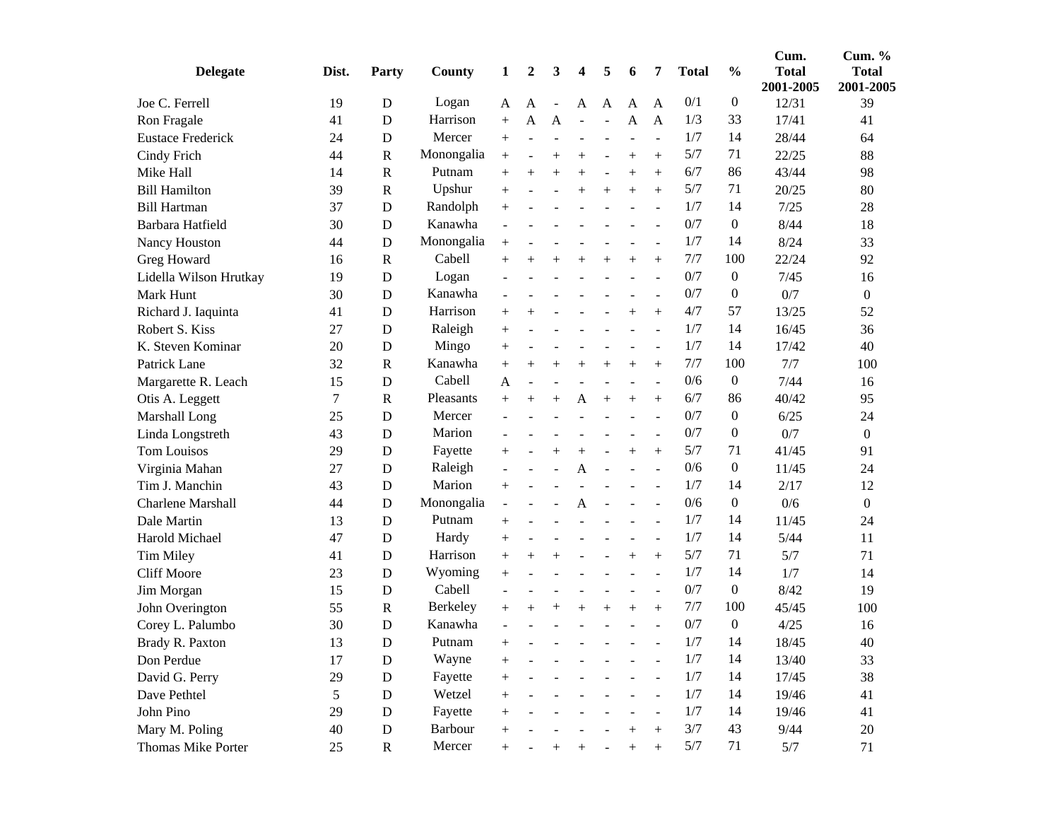| Delegate | Dist. | Party | County | 1 | 2 | 3 | 4 | 5 | 6 | 7 | Total | % | Cum. Total 2001-2005 | Cum. % Total 2001-2005 |
|---|---|---|---|---|---|---|---|---|---|---|---|---|---|---|
| Joe C. Ferrell | 19 | D | Logan | A | A | - | A | A | A | A | 0/1 | 0 | 12/31 | 39 |
| Ron Fragale | 41 | D | Harrison | + | A | A | - | - | A | A | 1/3 | 33 | 17/41 | 41 |
| Eustace Frederick | 24 | D | Mercer | + | - | - | - | - | - | - | 1/7 | 14 | 28/44 | 64 |
| Cindy Frich | 44 | R | Monongalia | + | - | + | + | - | + | + | 5/7 | 71 | 22/25 | 88 |
| Mike Hall | 14 | R | Putnam | + | + | + | + | - | + | + | 6/7 | 86 | 43/44 | 98 |
| Bill Hamilton | 39 | R | Upshur | + | - | - | + | + | + | + | 5/7 | 71 | 20/25 | 80 |
| Bill Hartman | 37 | D | Randolph | + | - | - | - | - | - | - | 1/7 | 14 | 7/25 | 28 |
| Barbara Hatfield | 30 | D | Kanawha | - | - | - | - | - | - | - | 0/7 | 0 | 8/44 | 18 |
| Nancy Houston | 44 | D | Monongalia | + | - | - | - | - | - | - | 1/7 | 14 | 8/24 | 33 |
| Greg Howard | 16 | R | Cabell | + | + | + | + | + | + | + | 7/7 | 100 | 22/24 | 92 |
| Lidella Wilson Hrutkay | 19 | D | Logan | - | - | - | - | - | - | - | 0/7 | 0 | 7/45 | 16 |
| Mark Hunt | 30 | D | Kanawha | - | - | - | - | - | - | - | 0/7 | 0 | 0/7 | 0 |
| Richard J. Iaquinta | 41 | D | Harrison | + | + | - | - | - | + | + | 4/7 | 57 | 13/25 | 52 |
| Robert S. Kiss | 27 | D | Raleigh | + | - | - | - | - | - | - | 1/7 | 14 | 16/45 | 36 |
| K. Steven Kominar | 20 | D | Mingo | + | - | - | - | - | - | - | 1/7 | 14 | 17/42 | 40 |
| Patrick Lane | 32 | R | Kanawha | + | + | + | + | + | + | + | 7/7 | 100 | 7/7 | 100 |
| Margarette R. Leach | 15 | D | Cabell | A | - | - | - | - | - | - | 0/6 | 0 | 7/44 | 16 |
| Otis A. Leggett | 7 | R | Pleasants | + | + | + | A | + | + | + | 6/7 | 86 | 40/42 | 95 |
| Marshall Long | 25 | D | Mercer | - | - | - | - | - | - | - | 0/7 | 0 | 6/25 | 24 |
| Linda Longstreth | 43 | D | Marion | - | - | - | - | - | - | - | 0/7 | 0 | 0/7 | 0 |
| Tom Louisos | 29 | D | Fayette | + | - | + | + | - | + | + | 5/7 | 71 | 41/45 | 91 |
| Virginia Mahan | 27 | D | Raleigh | - | - | - | A | - | - | - | 0/6 | 0 | 11/45 | 24 |
| Tim J. Manchin | 43 | D | Marion | + | - | - | - | - | - | - | 1/7 | 14 | 2/17 | 12 |
| Charlene Marshall | 44 | D | Monongalia | - | - | - | A | - | - | - | 0/6 | 0 | 0/6 | 0 |
| Dale Martin | 13 | D | Putnam | + | - | - | - | - | - | - | 1/7 | 14 | 11/45 | 24 |
| Harold Michael | 47 | D | Hardy | + | - | - | - | - | - | - | 1/7 | 14 | 5/44 | 11 |
| Tim Miley | 41 | D | Harrison | + | + | + | - | - | + | + | 5/7 | 71 | 5/7 | 71 |
| Cliff Moore | 23 | D | Wyoming | + | - | - | - | - | - | - | 1/7 | 14 | 1/7 | 14 |
| Jim Morgan | 15 | D | Cabell | - | - | - | - | - | - | - | 0/7 | 0 | 8/42 | 19 |
| John Overington | 55 | R | Berkeley | + | + | + | + | + | + | + | 7/7 | 100 | 45/45 | 100 |
| Corey L. Palumbo | 30 | D | Kanawha | - | - | - | - | - | - | - | 0/7 | 0 | 4/25 | 16 |
| Brady R. Paxton | 13 | D | Putnam | + | - | - | - | - | - | - | 1/7 | 14 | 18/45 | 40 |
| Don Perdue | 17 | D | Wayne | + | - | - | - | - | - | - | 1/7 | 14 | 13/40 | 33 |
| David G. Perry | 29 | D | Fayette | + | - | - | - | - | - | - | 1/7 | 14 | 17/45 | 38 |
| Dave Pethtel | 5 | D | Wetzel | + | - | - | - | - | - | - | 1/7 | 14 | 19/46 | 41 |
| John Pino | 29 | D | Fayette | + | - | - | - | - | - | - | 1/7 | 14 | 19/46 | 41 |
| Mary M. Poling | 40 | D | Barbour | + | - | - | - | - | + | + | 3/7 | 43 | 9/44 | 20 |
| Thomas Mike Porter | 25 | R | Mercer | + | - | + | + | - | + | + | 5/7 | 71 | 5/7 | 71 |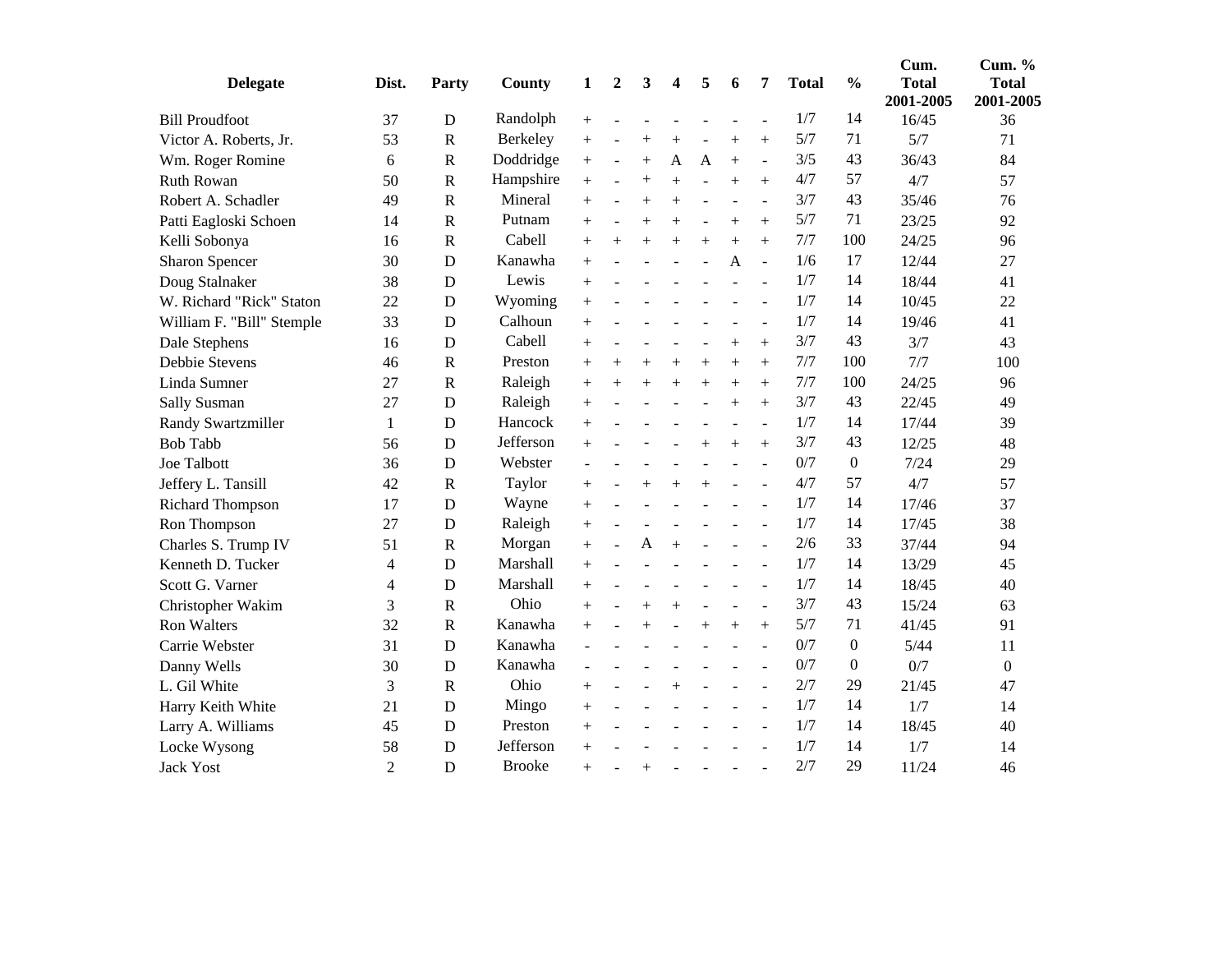| Delegate | Dist. | Party | County | 1 | 2 | 3 | 4 | 5 | 6 | 7 | Total | % | Cum. Total 2001-2005 | Cum. % Total 2001-2005 |
|---|---|---|---|---|---|---|---|---|---|---|---|---|---|---|
| Bill Proudfoot | 37 | D | Randolph | + | - | - | - | - | - | - | 1/7 | 14 | 16/45 | 36 |
| Victor A. Roberts, Jr. | 53 | R | Berkeley | + | - | + | + | - | + | + | 5/7 | 71 | 5/7 | 71 |
| Wm. Roger Romine | 6 | R | Doddridge | + | - | + | A | A | + | - | 3/5 | 43 | 36/43 | 84 |
| Ruth Rowan | 50 | R | Hampshire | + | - | + | + | - | + | + | 4/7 | 57 | 4/7 | 57 |
| Robert A. Schadler | 49 | R | Mineral | + | - | + | + | - | - | - | 3/7 | 43 | 35/46 | 76 |
| Patti Eagloski Schoen | 14 | R | Putnam | + | - | + | + | - | + | + | 5/7 | 71 | 23/25 | 92 |
| Kelli Sobonya | 16 | R | Cabell | + | + | + | + | + | + | + | 7/7 | 100 | 24/25 | 96 |
| Sharon Spencer | 30 | D | Kanawha | + | - | - | - | - | A | - | 1/6 | 17 | 12/44 | 27 |
| Doug Stalnaker | 38 | D | Lewis | + | - | - | - | - | - | - | 1/7 | 14 | 18/44 | 41 |
| W. Richard "Rick" Staton | 22 | D | Wyoming | + | - | - | - | - | - | - | 1/7 | 14 | 10/45 | 22 |
| William F. "Bill" Stemple | 33 | D | Calhoun | + | - | - | - | - | - | - | 1/7 | 14 | 19/46 | 41 |
| Dale Stephens | 16 | D | Cabell | + | - | - | - | - | + | + | 3/7 | 43 | 3/7 | 43 |
| Debbie Stevens | 46 | R | Preston | + | + | + | + | + | + | + | 7/7 | 100 | 7/7 | 100 |
| Linda Sumner | 27 | R | Raleigh | + | + | + | + | + | + | + | 7/7 | 100 | 24/25 | 96 |
| Sally Susman | 27 | D | Raleigh | + | - | - | - | - | + | + | 3/7 | 43 | 22/45 | 49 |
| Randy Swartzmiller | 1 | D | Hancock | + | - | - | - | - | - | - | 1/7 | 14 | 17/44 | 39 |
| Bob Tabb | 56 | D | Jefferson | + | - | - | - | + | + | + | 3/7 | 43 | 12/25 | 48 |
| Joe Talbott | 36 | D | Webster | - | - | - | - | - | - | - | 0/7 | 0 | 7/24 | 29 |
| Jeffery L. Tansill | 42 | R | Taylor | + | - | + | + | + | - | - | 4/7 | 57 | 4/7 | 57 |
| Richard Thompson | 17 | D | Wayne | + | - | - | - | - | - | - | 1/7 | 14 | 17/46 | 37 |
| Ron Thompson | 27 | D | Raleigh | + | - | - | - | - | - | - | 1/7 | 14 | 17/45 | 38 |
| Charles S. Trump IV | 51 | R | Morgan | + | - | A | + | - | - | - | 2/6 | 33 | 37/44 | 94 |
| Kenneth D. Tucker | 4 | D | Marshall | + | - | - | - | - | - | - | 1/7 | 14 | 13/29 | 45 |
| Scott G. Varner | 4 | D | Marshall | + | - | - | - | - | - | - | 1/7 | 14 | 18/45 | 40 |
| Christopher Wakim | 3 | R | Ohio | + | - | + | + | - | - | - | 3/7 | 43 | 15/24 | 63 |
| Ron Walters | 32 | R | Kanawha | + | - | + | - | + | + | + | 5/7 | 71 | 41/45 | 91 |
| Carrie Webster | 31 | D | Kanawha | - | - | - | - | - | - | - | 0/7 | 0 | 5/44 | 11 |
| Danny Wells | 30 | D | Kanawha | - | - | - | - | - | - | - | 0/7 | 0 | 0/7 | 0 |
| L. Gil White | 3 | R | Ohio | + | - | - | + | - | - | - | 2/7 | 29 | 21/45 | 47 |
| Harry Keith White | 21 | D | Mingo | + | - | - | - | - | - | - | 1/7 | 14 | 1/7 | 14 |
| Larry A. Williams | 45 | D | Preston | + | - | - | - | - | - | - | 1/7 | 14 | 18/45 | 40 |
| Locke Wysong | 58 | D | Jefferson | + | - | - | - | - | - | - | 1/7 | 14 | 1/7 | 14 |
| Jack Yost | 2 | D | Brooke | + | - | + | - | - | - | - | 2/7 | 29 | 11/24 | 46 |